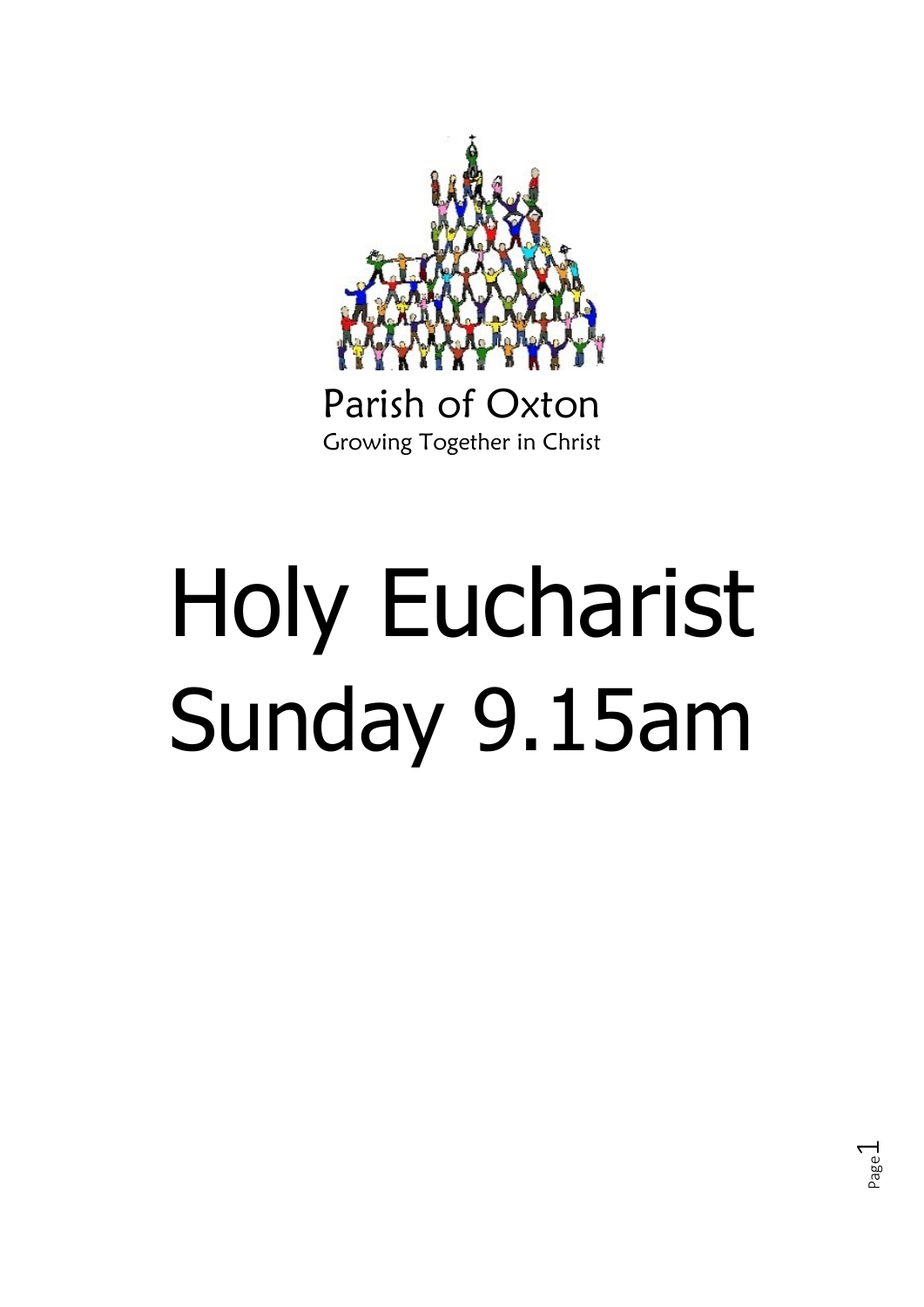Parish of Oxton

Growing Together in Christ

# Holy Eucharist
# Sunday 9.15am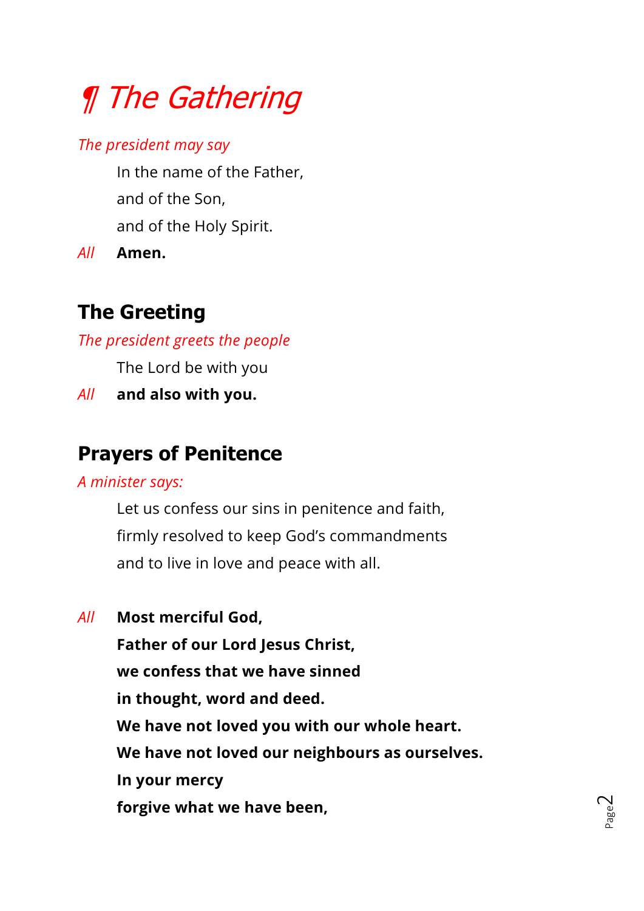# ¶ *The Gathering*

*The president may say*

In the name of the Father,
and of the Son,
and of the Holy Spirit.

*All* **Amen.**

## The Greeting

*The president greets the people*

The Lord be with you

*All* **and also with you.**

## Prayers of Penitence

*A minister says:*

Let us confess our sins in penitence and faith,
firmly resolved to keep God's commandments
and to live in love and peace with all.

*All* **Most merciful God,**
**Father of our Lord Jesus Christ,**
**we confess that we have sinned**
**in thought, word and deed.**
**We have not loved you with our whole heart.**
**We have not loved our neighbours as ourselves.**
**In your mercy**
**forgive what we have been,**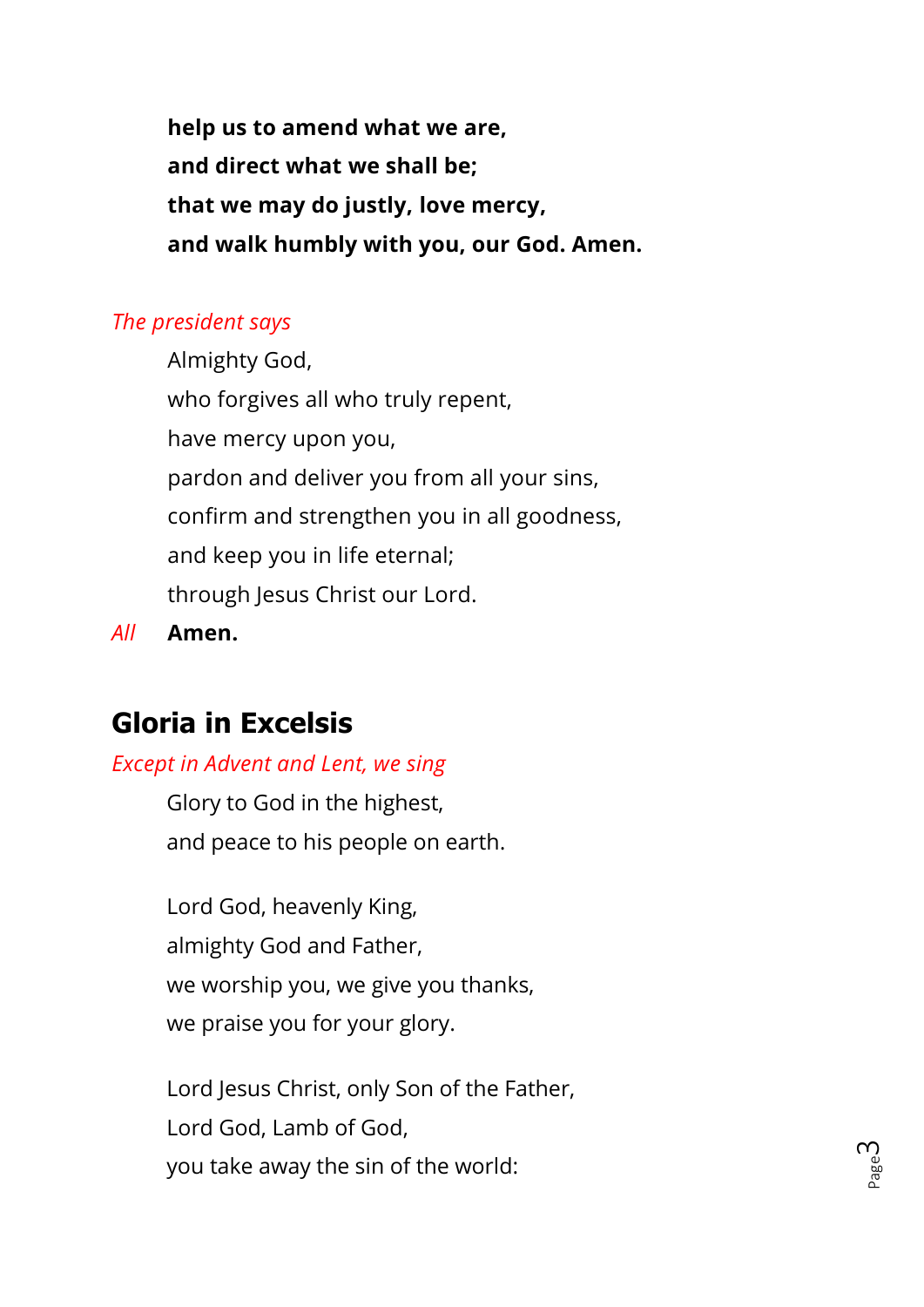**help us to amend what we are,**
**and direct what we shall be;**
**that we may do justly, love mercy,**
**and walk humbly with you, our God. Amen.**

*The president says*

Almighty God,
who forgives all who truly repent,
have mercy upon you,
pardon and deliver you from all your sins,
confirm and strengthen you in all goodness,
and keep you in life eternal;
through Jesus Christ our Lord.

*All* **Amen.**

## Gloria in Excelsis

*Except in Advent and Lent, we sing*

Glory to God in the highest,
and peace to his people on earth.

Lord God, heavenly King,
almighty God and Father,
we worship you, we give you thanks,
we praise you for your glory.

Lord Jesus Christ, only Son of the Father,
Lord God, Lamb of God,
you take away the sin of the world: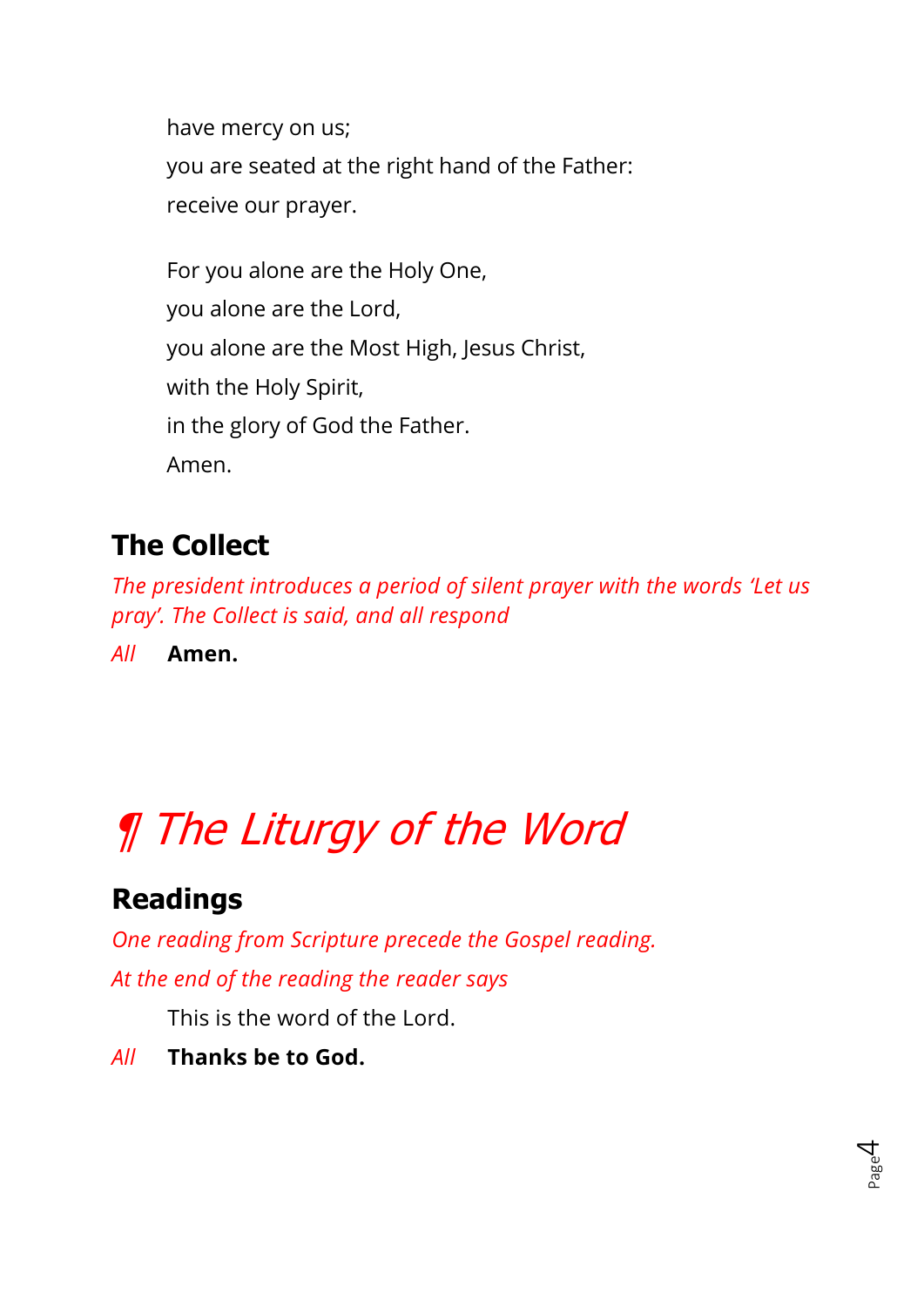have mercy on us;
you are seated at the right hand of the Father:
receive our prayer.

For you alone are the Holy One,
you alone are the Lord,
you alone are the Most High, Jesus Christ,
with the Holy Spirit,
in the glory of God the Father.
Amen.

## The Collect

*The president introduces a period of silent prayer with the words 'Let us pray'. The Collect is said, and all respond*

*All* **Amen.**

# *¶ The Liturgy of the Word*

## Readings

*One reading from Scripture precede the Gospel reading.*

*At the end of the reading the reader says*

This is the word of the Lord.

*All* **Thanks be to God.**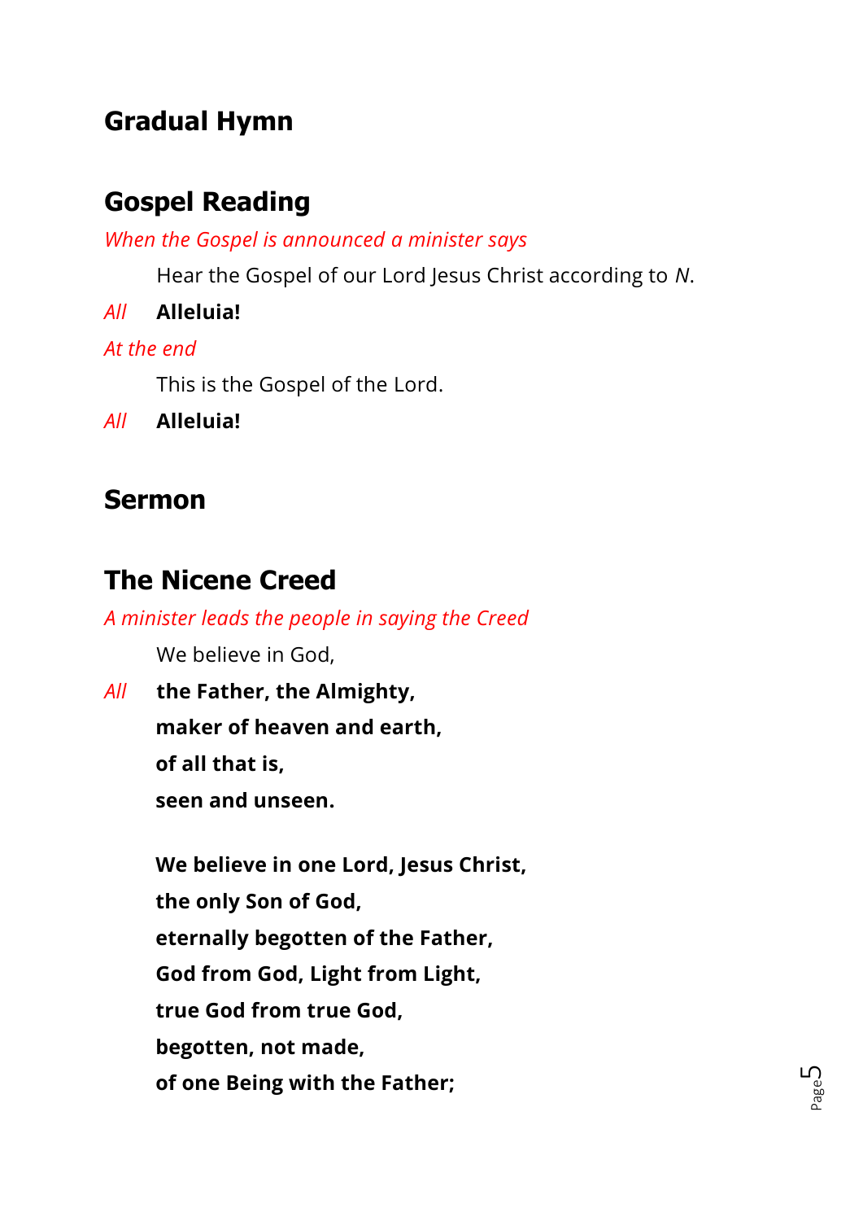## Gradual Hymn

## Gospel Reading

*When the Gospel is announced a minister says*

Hear the Gospel of our Lord Jesus Christ according to *N*.

*All* **Alleluia!**

*At the end*

This is the Gospel of the Lord.

*All* **Alleluia!**

## Sermon

## The Nicene Creed

*A minister leads the people in saying the Creed*

We believe in God,

*All* **the Father, the Almighty,**
**maker of heaven and earth,**
**of all that is,**
**seen and unseen.**

**We believe in one Lord, Jesus Christ,**
**the only Son of God,**
**eternally begotten of the Father,**
**God from God, Light from Light,**
**true God from true God,**
**begotten, not made,**
**of one Being with the Father;**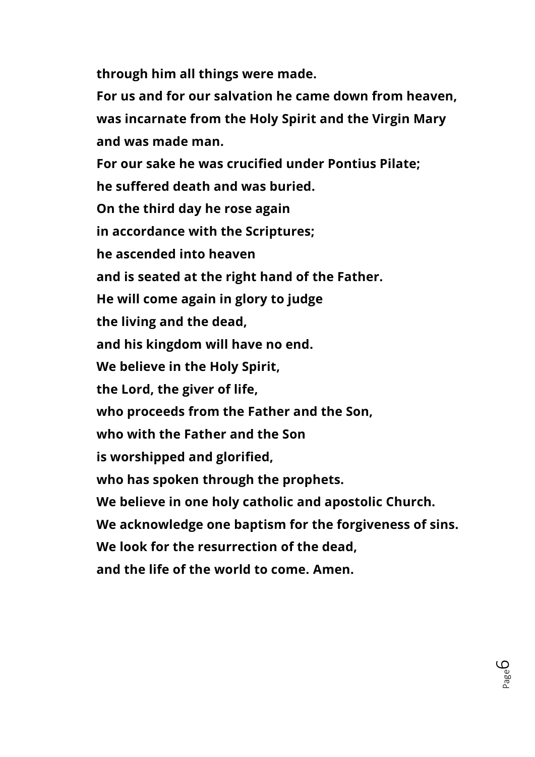**through him all things were made.**
**For us and for our salvation he came down from heaven,**
**was incarnate from the Holy Spirit and the Virgin Mary**
**and was made man.**
**For our sake he was crucified under Pontius Pilate;**
**he suffered death and was buried.**
**On the third day he rose again**
**in accordance with the Scriptures;**
**he ascended into heaven**
**and is seated at the right hand of the Father.**
**He will come again in glory to judge**
**the living and the dead,**
**and his kingdom will have no end.**
**We believe in the Holy Spirit,**
**the Lord, the giver of life,**
**who proceeds from the Father and the Son,**
**who with the Father and the Son**
**is worshipped and glorified,**
**who has spoken through the prophets.**
**We believe in one holy catholic and apostolic Church.**
**We acknowledge one baptism for the forgiveness of sins.**
**We look for the resurrection of the dead,**
**and the life of the world to come. Amen.**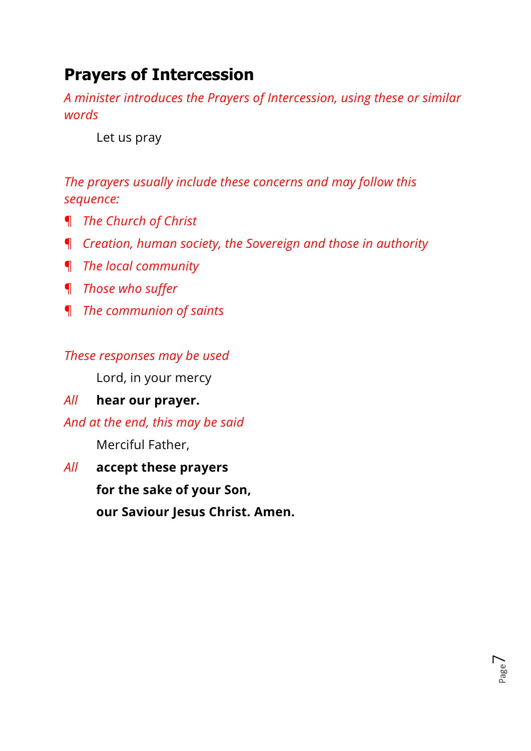## Prayers of Intercession

*A minister introduces the Prayers of Intercession, using these or similar words*

Let us pray

*The prayers usually include these concerns and may follow this sequence:*

¶ *The Church of Christ*

¶ *Creation, human society, the Sovereign and those in authority*

¶ *The local community*

¶ *Those who suffer*

¶ *The communion of saints*

*These responses may be used*

Lord, in your mercy

*All* **hear our prayer.**

*And at the end, this may be said*

Merciful Father,

*All* **accept these prayers**
**for the sake of your Son,**
**our Saviour Jesus Christ. Amen.**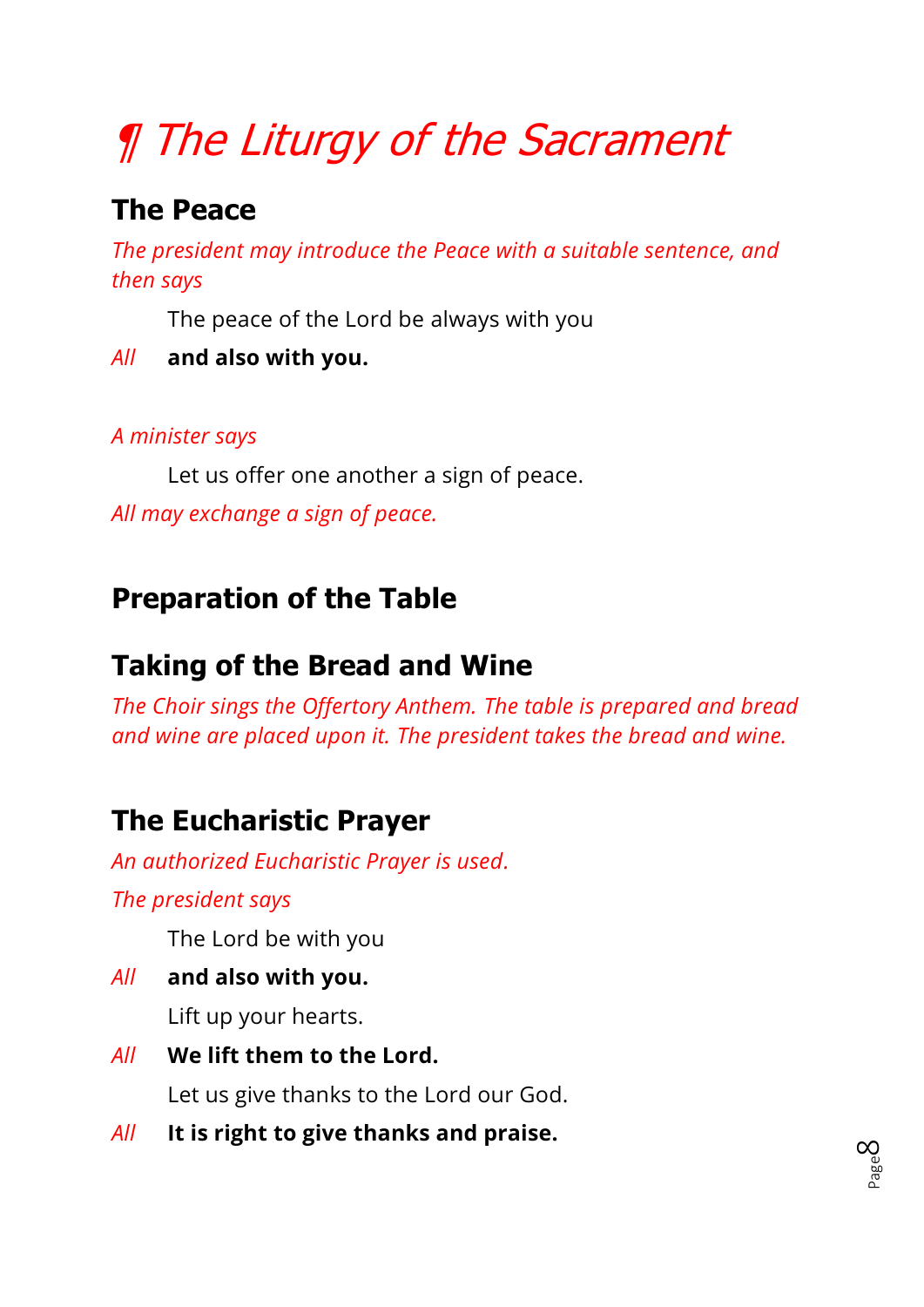# ¶ *The Liturgy of the Sacrament*

## The Peace

*The president may introduce the Peace with a suitable sentence, and then says*

The peace of the Lord be always with you

*All* **and also with you.**

*A minister says*

Let us offer one another a sign of peace.

*All may exchange a sign of peace.*

## Preparation of the Table

## Taking of the Bread and Wine

*The Choir sings the Offertory Anthem. The table is prepared and bread and wine are placed upon it. The president takes the bread and wine.*

## The Eucharistic Prayer

*An authorized Eucharistic Prayer is used.*

*The president says*

The Lord be with you

*All* **and also with you.**

Lift up your hearts.

*All* **We lift them to the Lord.**

Let us give thanks to the Lord our God.

*All* **It is right to give thanks and praise.**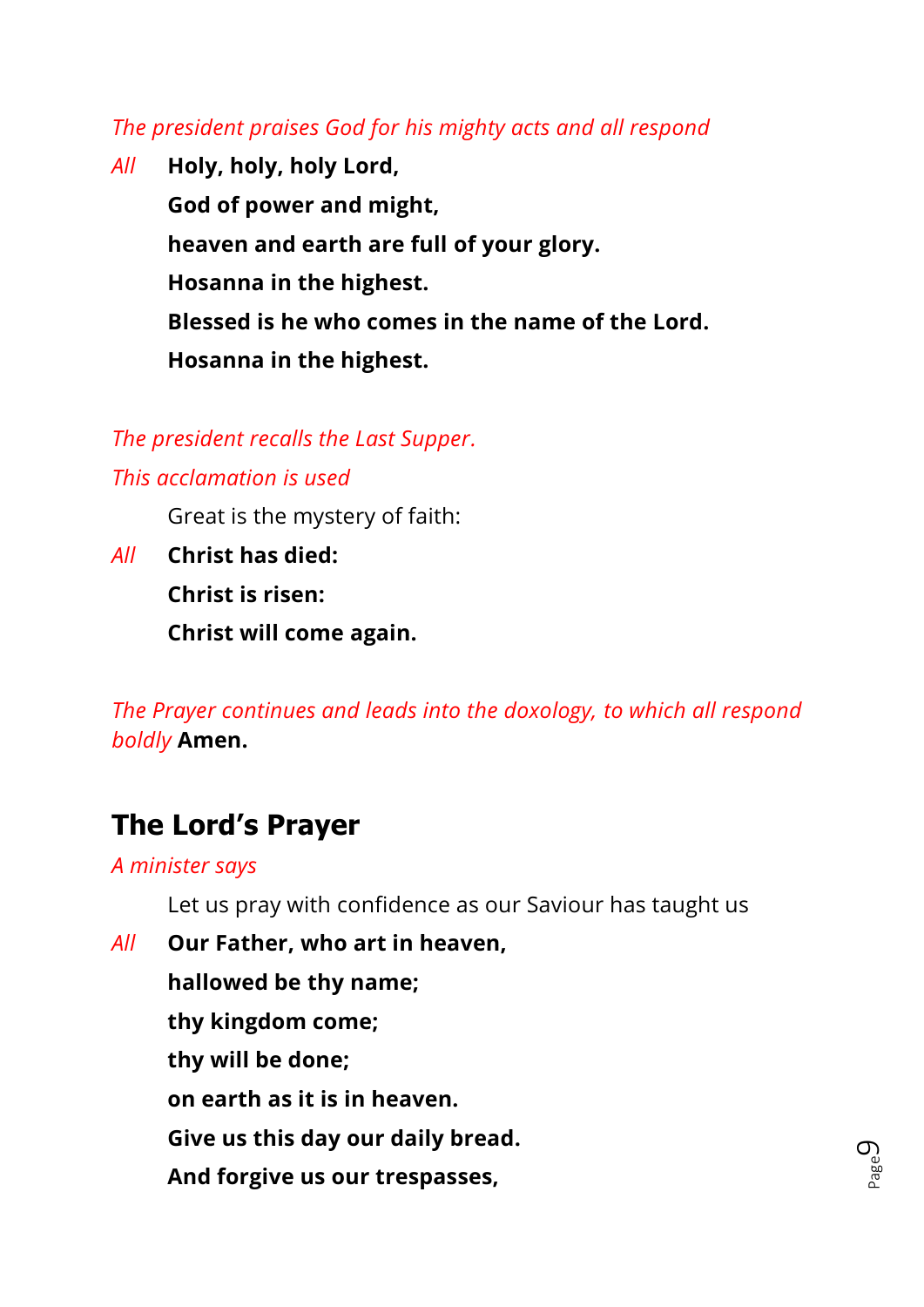*The president praises God for his mighty acts and all respond*

*All* **Holy, holy, holy Lord,**
**God of power and might,**
**heaven and earth are full of your glory.**
**Hosanna in the highest.**
**Blessed is he who comes in the name of the Lord.**
**Hosanna in the highest.**

*The president recalls the Last Supper.*

*This acclamation is used*

Great is the mystery of faith:

*All* **Christ has died:**
**Christ is risen:**
**Christ will come again.**

*The Prayer continues and leads into the doxology, to which all respond boldly* **Amen.**

## The Lord's Prayer

*A minister says*

Let us pray with confidence as our Saviour has taught us

*All* **Our Father, who art in heaven,**
**hallowed be thy name;**
**thy kingdom come;**
**thy will be done;**
**on earth as it is in heaven.**
**Give us this day our daily bread.**
**And forgive us our trespasses,**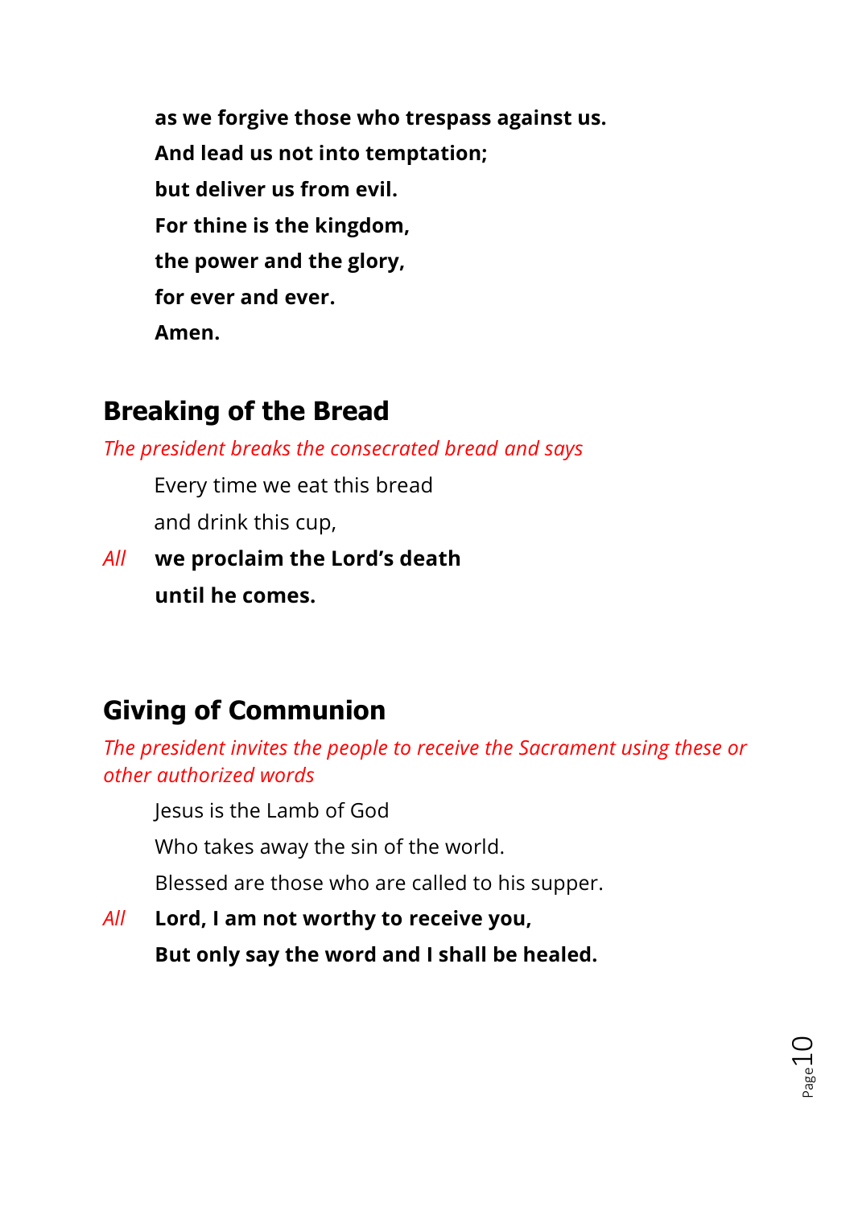**as we forgive those who trespass against us.**

**And lead us not into temptation;**

**but deliver us from evil.**

**For thine is the kingdom,**

**the power and the glory,**

**for ever and ever.**

**Amen.**

## Breaking of the Bread

*The president breaks the consecrated bread and says*

Every time we eat this bread

and drink this cup,

*All* **we proclaim the Lord's death**

**until he comes.**

## Giving of Communion

*The president invites the people to receive the Sacrament using these or other authorized words*

Jesus is the Lamb of God

Who takes away the sin of the world.

Blessed are those who are called to his supper.

*All* **Lord, I am not worthy to receive you,**

**But only say the word and I shall be healed.**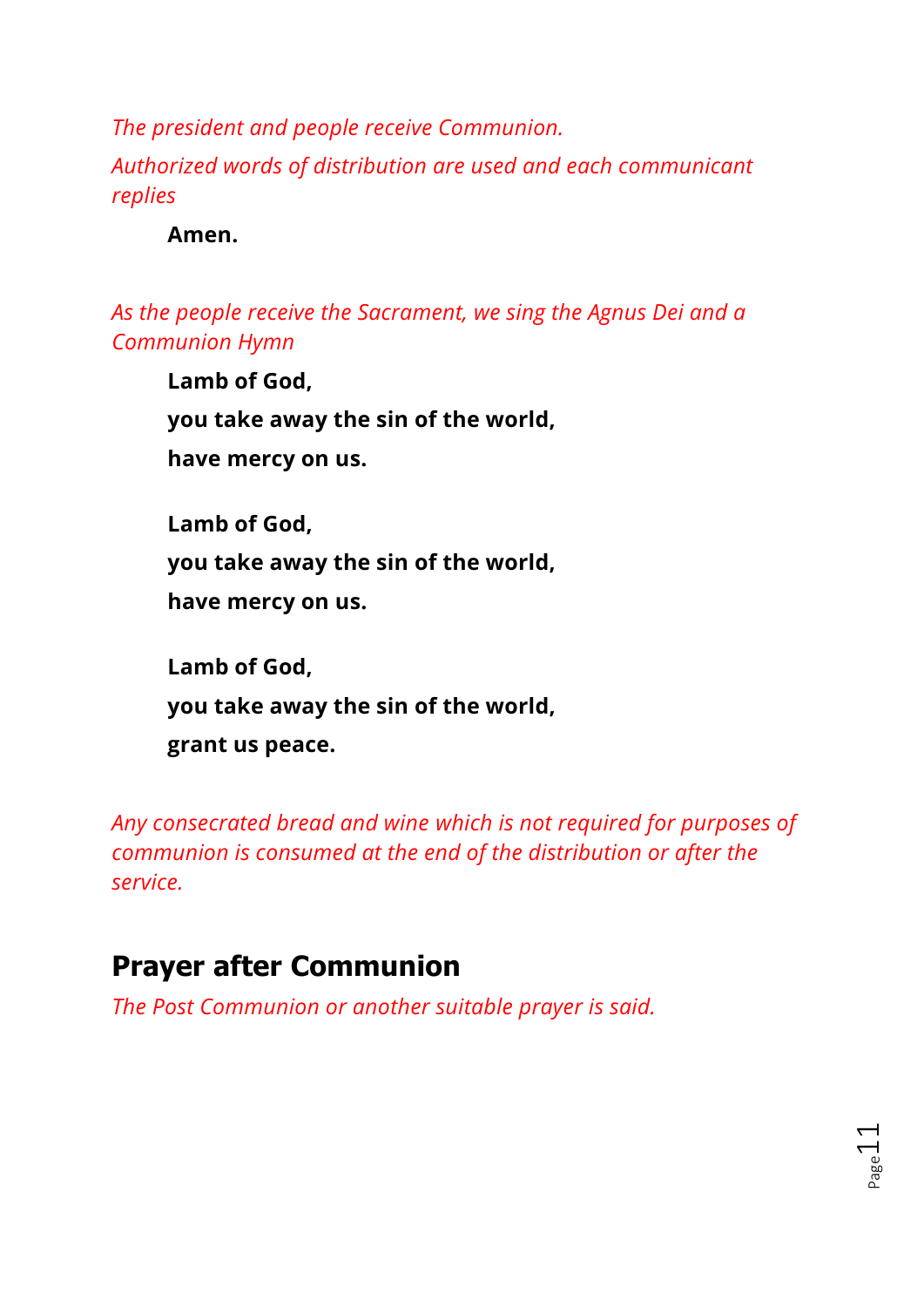*The president and people receive Communion.*

*Authorized words of distribution are used and each communicant replies*

**Amen.**

*As the people receive the Sacrament, we sing the Agnus Dei and a Communion Hymn*

**Lamb of God,**
**you take away the sin of the world,**
**have mercy on us.**

**Lamb of God,**
**you take away the sin of the world,**
**have mercy on us.**

**Lamb of God,**
**you take away the sin of the world,**
**grant us peace.**

*Any consecrated bread and wine which is not required for purposes of communion is consumed at the end of the distribution or after the service.*

## Prayer after Communion

*The Post Communion or another suitable prayer is said.*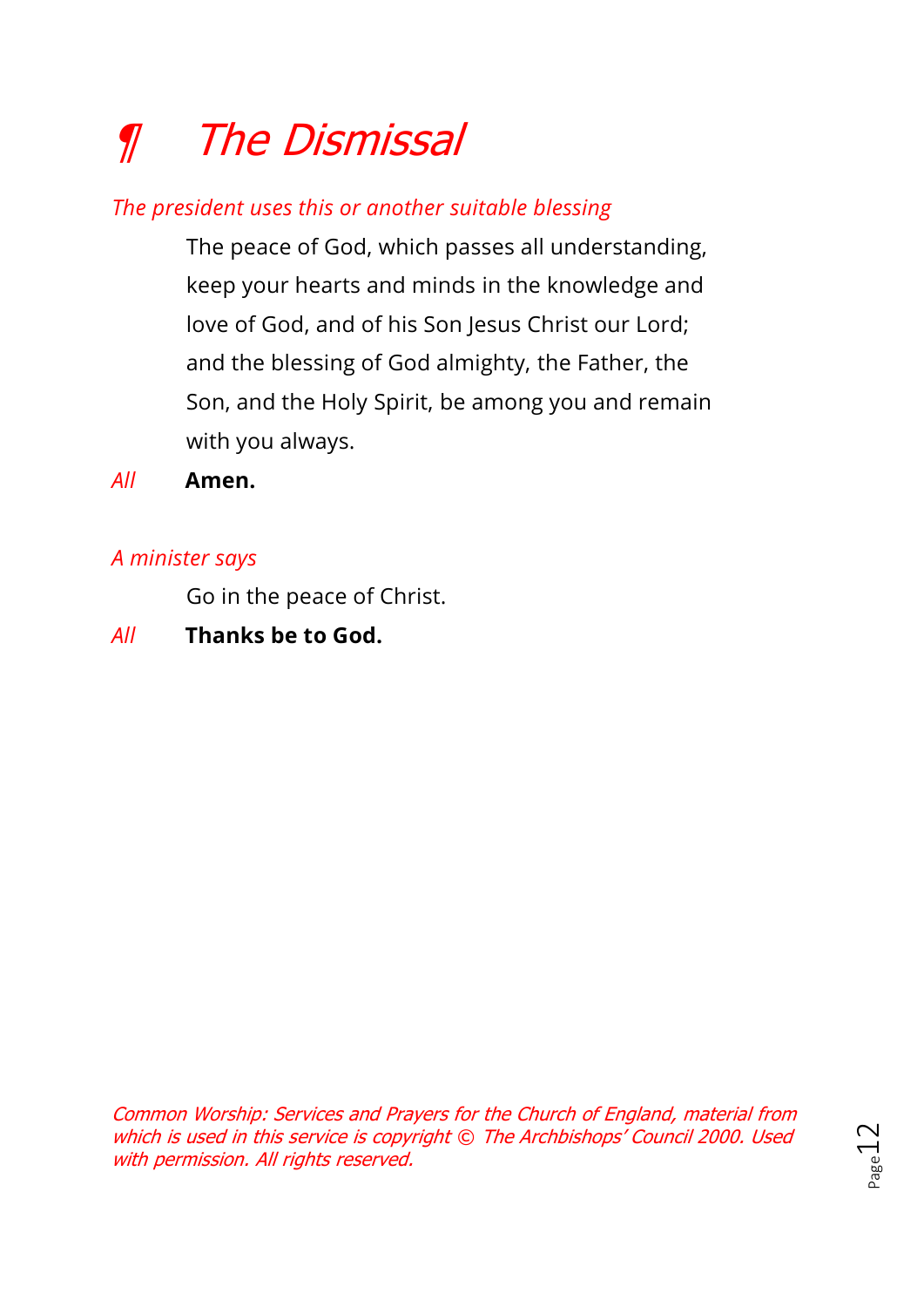# ¶ The Dismissal

*The president uses this or another suitable blessing*

The peace of God, which passes all understanding, keep your hearts and minds in the knowledge and love of God, and of his Son Jesus Christ our Lord; and the blessing of God almighty, the Father, the Son, and the Holy Spirit, be among you and remain with you always.

*All* **Amen.**

*A minister says*

Go in the peace of Christ.

*All* **Thanks be to God.**

*Common Worship: Services and Prayers for the Church of England, material from which is used in this service is copyright © The Archbishops' Council 2000. Used with permission. All rights reserved.*